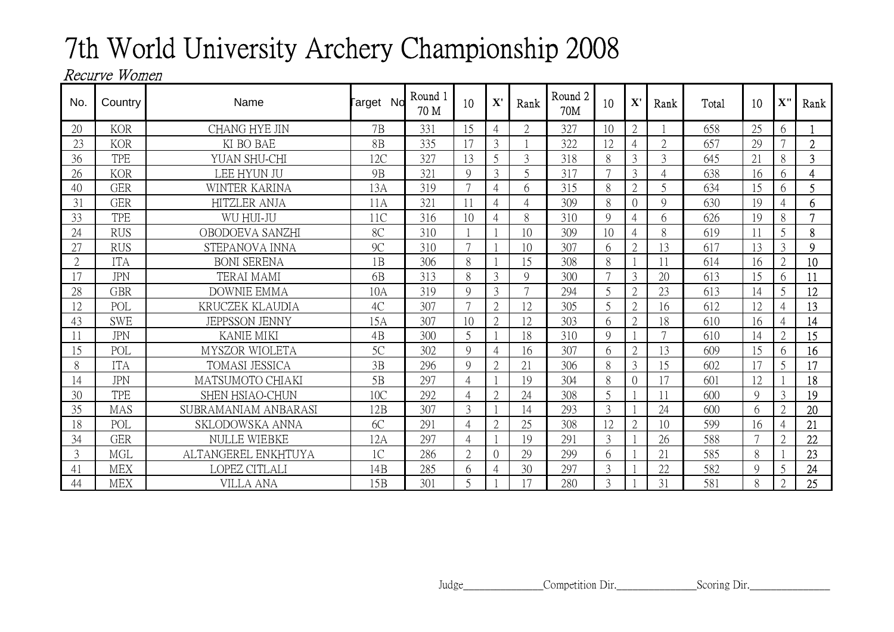# 7th World University Archery Championship 2008

*Recurve Women*

| No. | Country | Name | Target No | Round 1 70 M | 10 | X' | Rank | Round 2 70M | 10 | X' | Rank | Total | 10 | X" | Rank |
|---|---|---|---|---|---|---|---|---|---|---|---|---|---|---|---|
| 20 | KOR | CHANG HYE JIN | 7B | 331 | 15 | 4 | 2 | 327 | 10 | 2 | 1 | 658 | 25 | 6 | 1 |
| 23 | KOR | KI BO BAE | 8B | 335 | 17 | 3 | 1 | 322 | 12 | 4 | 2 | 657 | 29 | 7 | 2 |
| 36 | TPE | YUAN SHU-CHI | 12C | 327 | 13 | 5 | 3 | 318 | 8 | 3 | 3 | 645 | 21 | 8 | 3 |
| 26 | KOR | LEE HYUN JU | 9B | 321 | 9 | 3 | 5 | 317 | 7 | 3 | 4 | 638 | 16 | 6 | 4 |
| 40 | GER | WINTER KARINA | 13A | 319 | 7 | 4 | 6 | 315 | 8 | 2 | 5 | 634 | 15 | 6 | 5 |
| 31 | GER | HITZLER ANJA | 11A | 321 | 11 | 4 | 4 | 309 | 8 | 0 | 9 | 630 | 19 | 4 | 6 |
| 33 | TPE | WU HUI-JU | 11C | 316 | 10 | 4 | 8 | 310 | 9 | 4 | 6 | 626 | 19 | 8 | 7 |
| 24 | RUS | OBODOEVA SANZHI | 8C | 310 | 1 | 1 | 10 | 309 | 10 | 4 | 8 | 619 | 11 | 5 | 8 |
| 27 | RUS | STEPANOVA INNA | 9C | 310 | 7 | 1 | 10 | 307 | 6 | 2 | 13 | 617 | 13 | 3 | 9 |
| 2 | ITA | BONI SERENA | 1B | 306 | 8 | 1 | 15 | 308 | 8 | 1 | 11 | 614 | 16 | 2 | 10 |
| 17 | JPN | TERAI MAMI | 6B | 313 | 8 | 3 | 9 | 300 | 7 | 3 | 20 | 613 | 15 | 6 | 11 |
| 28 | GBR | DOWNIE EMMA | 10A | 319 | 9 | 3 | 7 | 294 | 5 | 2 | 23 | 613 | 14 | 5 | 12 |
| 12 | POL | KRUCZEK KLAUDIA | 4C | 307 | 7 | 2 | 12 | 305 | 5 | 2 | 16 | 612 | 12 | 4 | 13 |
| 43 | SWE | JEPPSSON JENNY | 15A | 307 | 10 | 2 | 12 | 303 | 6 | 2 | 18 | 610 | 16 | 4 | 14 |
| 11 | JPN | KANIE MIKI | 4B | 300 | 5 | 1 | 18 | 310 | 9 | 1 | 7 | 610 | 14 | 2 | 15 |
| 15 | POL | MYSZOR WIOLETA | 5C | 302 | 9 | 4 | 16 | 307 | 6 | 2 | 13 | 609 | 15 | 6 | 16 |
| 8 | ITA | TOMASI JESSICA | 3B | 296 | 9 | 2 | 21 | 306 | 8 | 3 | 15 | 602 | 17 | 5 | 17 |
| 14 | JPN | MATSUMOTO CHIAKI | 5B | 297 | 4 | 1 | 19 | 304 | 8 | 0 | 17 | 601 | 12 | 1 | 18 |
| 30 | TPE | SHEN HSIAO-CHUN | 10C | 292 | 4 | 2 | 24 | 308 | 5 | 1 | 11 | 600 | 9 | 3 | 19 |
| 35 | MAS | SUBRAMANIAM ANBARASI | 12B | 307 | 3 | 1 | 14 | 293 | 3 | 1 | 24 | 600 | 6 | 2 | 20 |
| 18 | POL | SKLODOWSKA ANNA | 6C | 291 | 4 | 2 | 25 | 308 | 12 | 2 | 10 | 599 | 16 | 4 | 21 |
| 34 | GER | NULLE WIEBKE | 12A | 297 | 4 | 1 | 19 | 291 | 3 | 1 | 26 | 588 | 7 | 2 | 22 |
| 3 | MGL | ALTANGEREL ENKHTUYA | 1C | 286 | 2 | 0 | 29 | 299 | 6 | 1 | 21 | 585 | 8 | 1 | 23 |
| 41 | MEX | LOPEZ CITLALI | 14B | 285 | 6 | 4 | 30 | 297 | 3 | 1 | 22 | 582 | 9 | 5 | 24 |
| 44 | MEX | VILLA ANA | 15B | 301 | 5 | 1 | 17 | 280 | 3 | 1 | 31 | 581 | 8 | 2 | 25 |

Judge_______________Competition Dir._______________Scoring Dir._______________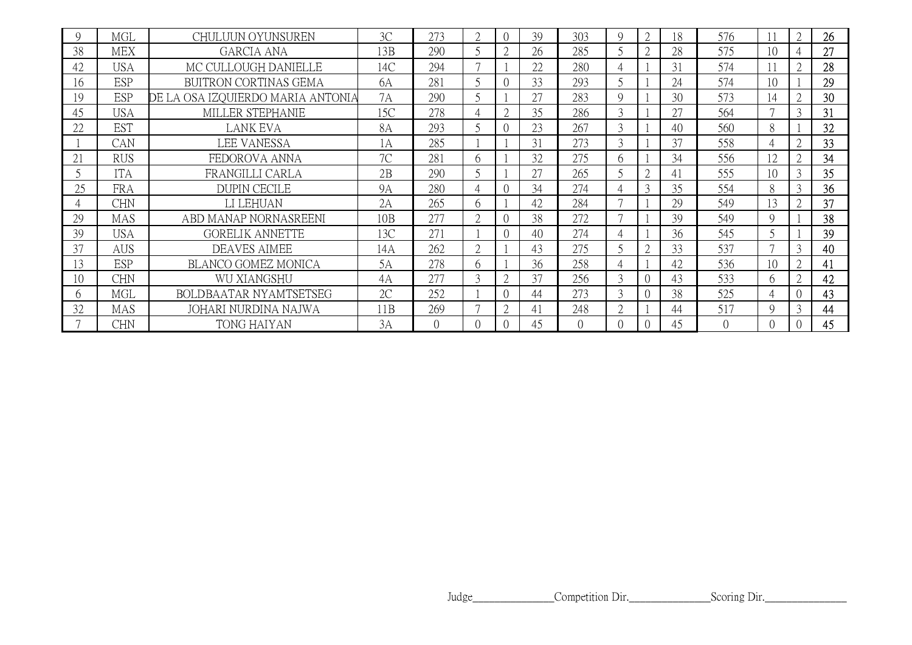| | | | | | | | | | | | | | | | |
|---|---|---|---|---|---|---|---|---|---|---|---|---|---|---|---|
| 9 | MGL | CHULUUN OYUNSUREN | 3C | 273 | 2 | 0 | 39 | 303 | 9 | 2 | 18 | 576 | 11 | 2 | 26 |
| 38 | MEX | GARCIA ANA | 13B | 290 | 5 | 2 | 26 | 285 | 5 | 2 | 28 | 575 | 10 | 4 | 27 |
| 42 | USA | MC CULLOUGH DANIELLE | 14C | 294 | 7 | 1 | 22 | 280 | 4 | 1 | 31 | 574 | 11 | 2 | 28 |
| 16 | ESP | BUITRON CORTINAS GEMA | 6A | 281 | 5 | 0 | 33 | 293 | 5 | 1 | 24 | 574 | 10 | 1 | 29 |
| 19 | ESP | DE LA OSA IZQUIERDO MARIA ANTONIA | 7A | 290 | 5 | 1 | 27 | 283 | 9 | 1 | 30 | 573 | 14 | 2 | 30 |
| 45 | USA | MILLER STEPHANIE | 15C | 278 | 4 | 2 | 35 | 286 | 3 | 1 | 27 | 564 | 7 | 3 | 31 |
| 22 | EST | LANK EVA | 8A | 293 | 5 | 0 | 23 | 267 | 3 | 1 | 40 | 560 | 8 | 1 | 32 |
| 1 | CAN | LEE VANESSA | 1A | 285 | 1 | 1 | 31 | 273 | 3 | 1 | 37 | 558 | 4 | 2 | 33 |
| 21 | RUS | FEDOROVA ANNA | 7C | 281 | 6 | 1 | 32 | 275 | 6 | 1 | 34 | 556 | 12 | 2 | 34 |
| 5 | ITA | FRANGILLI CARLA | 2B | 290 | 5 | 1 | 27 | 265 | 5 | 2 | 41 | 555 | 10 | 3 | 35 |
| 25 | FRA | DUPIN CECILE | 9A | 280 | 4 | 0 | 34 | 274 | 4 | 3 | 35 | 554 | 8 | 3 | 36 |
| 4 | CHN | LI LEHUAN | 2A | 265 | 6 | 1 | 42 | 284 | 7 | 1 | 29 | 549 | 13 | 2 | 37 |
| 29 | MAS | ABD MANAP NORNASREENI | 10B | 277 | 2 | 0 | 38 | 272 | 7 | 1 | 39 | 549 | 9 | 1 | 38 |
| 39 | USA | GORELIK ANNETTE | 13C | 271 | 1 | 0 | 40 | 274 | 4 | 1 | 36 | 545 | 5 | 1 | 39 |
| 37 | AUS | DEAVES AIMEE | 14A | 262 | 2 | 1 | 43 | 275 | 5 | 2 | 33 | 537 | 7 | 3 | 40 |
| 13 | ESP | BLANCO GOMEZ MONICA | 5A | 278 | 6 | 1 | 36 | 258 | 4 | 1 | 42 | 536 | 10 | 2 | 41 |
| 10 | CHN | WU XIANGSHU | 4A | 277 | 3 | 2 | 37 | 256 | 3 | 0 | 43 | 533 | 6 | 2 | 42 |
| 6 | MGL | BOLDBAATAR NYAMTSETSEG | 2C | 252 | 1 | 0 | 44 | 273 | 3 | 0 | 38 | 525 | 4 | 0 | 43 |
| 32 | MAS | JOHARI NURDINA NAJWA | 11B | 269 | 7 | 2 | 41 | 248 | 2 | 1 | 44 | 517 | 9 | 3 | 44 |
| 7 | CHN | TONG HAIYAN | 3A | 0 | 0 | 0 | 45 | 0 | 0 | 0 | 45 | 0 | 0 | 0 | 45 |

Judge_______________Competition Dir._______________Scoring Dir._______________